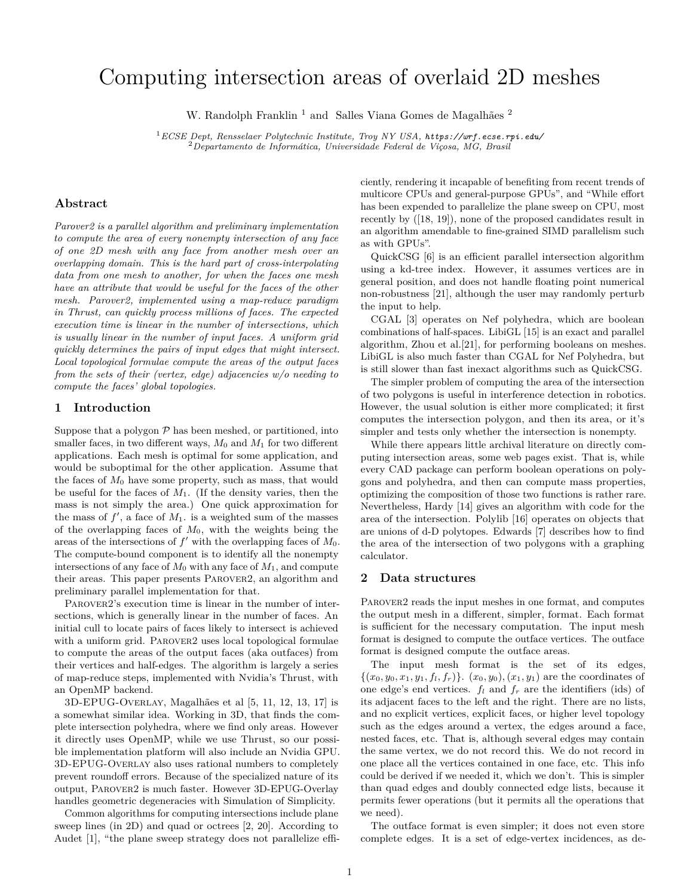# Computing intersection areas of overlaid 2D meshes

W. Randolph Franklin [1] and Salles Viana Gomes de Magalhães [2]

[1] *ECSE Dept, Rensselaer Polytechnic Institute, Troy NY USA, https://wrf.ecse.rpi.edu/*
[2] *Departamento de Informática, Universidade Federal de Viçosa, MG, Brasil*

## Abstract

*Parover2 is a parallel algorithm and preliminary implementation to compute the area of every nonempty intersection of any face of one 2D mesh with any face from another mesh over an overlapping domain. This is the hard part of cross-interpolating data from one mesh to another, for when the faces one mesh have an attribute that would be useful for the faces of the other mesh. Parover2, implemented using a map-reduce paradigm in Thrust, can quickly process millions of faces. The expected execution time is linear in the number of intersections, which is usually linear in the number of input faces. A uniform grid quickly determines the pairs of input edges that might intersect. Local topological formulae compute the areas of the output faces from the sets of their (vertex, edge) adjacencies w/o needing to compute the faces' global topologies.*

## 1 Introduction

Suppose that a polygon $\mathcal{P}$ has been meshed, or partitioned, into smaller faces, in two different ways, $M_0$ and $M_1$ for two different applications. Each mesh is optimal for some application, and would be suboptimal for the other application. Assume that the faces of $M_0$ have some property, such as mass, that would be useful for the faces of $M_1$. (If the density varies, then the mass is not simply the area.) One quick approximation for the mass of $f'$, a face of $M_1$. is a weighted sum of the masses of the overlapping faces of $M_0$, with the weights being the areas of the intersections of $f'$ with the overlapping faces of $M_0$. The compute-bound component is to identify all the nonempty intersections of any face of $M_0$ with any face of $M_1$, and compute their areas. This paper presents Parover2, an algorithm and preliminary parallel implementation for that.

Parover2's execution time is linear in the number of intersections, which is generally linear in the number of faces. An initial cull to locate pairs of faces likely to intersect is achieved with a uniform grid. Parover2 uses local topological formulae to compute the areas of the output faces (aka outfaces) from their vertices and half-edges. The algorithm is largely a series of map-reduce steps, implemented with Nvidia's Thrust, with an OpenMP backend.

3D-EPUG-Overlay, Magalhães et al [5, 11, 12, 13, 17] is a somewhat similar idea. Working in 3D, that finds the complete intersection polyhedra, where we find only areas. However it directly uses OpenMP, while we use Thrust, so our possible implementation platform will also include an Nvidia GPU. 3D-EPUG-Overlay also uses rational numbers to completely prevent roundoff errors. Because of the specialized nature of its output, Parover2 is much faster. However 3D-EPUG-Overlay handles geometric degeneracies with Simulation of Simplicity.

Common algorithms for computing intersections include plane sweep lines (in 2D) and quad or octrees [2, 20]. According to Audet [1], "the plane sweep strategy does not parallelize efficiently, rendering it incapable of benefiting from recent trends of multicore CPUs and general-purpose GPUs", and "While effort has been expended to parallelize the plane sweep on CPU, most recently by ([18, 19]), none of the proposed candidates result in an algorithm amendable to fine-grained SIMD parallelism such as with GPUs".

QuickCSG [6] is an efficient parallel intersection algorithm using a kd-tree index. However, it assumes vertices are in general position, and does not handle floating point numerical non-robustness [21], although the user may randomly perturb the input to help.

CGAL [3] operates on Nef polyhedra, which are boolean combinations of half-spaces. LibiGL [15] is an exact and parallel algorithm, Zhou et al.[21], for performing booleans on meshes. LibiGL is also much faster than CGAL for Nef Polyhedra, but is still slower than fast inexact algorithms such as QuickCSG.

The simpler problem of computing the area of the intersection of two polygons is useful in interference detection in robotics. However, the usual solution is either more complicated; it first computes the intersection polygon, and then its area, or it's simpler and tests only whether the intersection is nonempty.

While there appears little archival literature on directly computing intersection areas, some web pages exist. That is, while every CAD package can perform boolean operations on polygons and polyhedra, and then can compute mass properties, optimizing the composition of those two functions is rather rare. Nevertheless, Hardy [14] gives an algorithm with code for the area of the intersection. Polylib [16] operates on objects that are unions of d-D polytopes. Edwards [7] describes how to find the area of the intersection of two polygons with a graphing calculator.

## 2 Data structures

Parover2 reads the input meshes in one format, and computes the output mesh in a different, simpler, format. Each format is sufficient for the necessary computation. The input mesh format is designed to compute the outface vertices. The outface format is designed compute the outface areas.

The input mesh format is the set of its edges, $\{(x_0, y_0, x_1, y_1, f_l, f_r)\}$. $(x_0, y_0), (x_1, y_1)$ are the coordinates of one edge's end vertices. $f_l$ and $f_r$ are the identifiers (ids) of its adjacent faces to the left and the right. There are no lists, and no explicit vertices, explicit faces, or higher level topology such as the edges around a vertex, the edges around a face, nested faces, etc. That is, although several edges may contain the same vertex, we do not record this. We do not record in one place all the vertices contained in one face, etc. This info could be derived if we needed it, which we don't. This is simpler than quad edges and doubly connected edge lists, because it permits fewer operations (but it permits all the operations that we need).

The outface format is even simpler; it does not even store complete edges. It is a set of edge-vertex incidences, as de-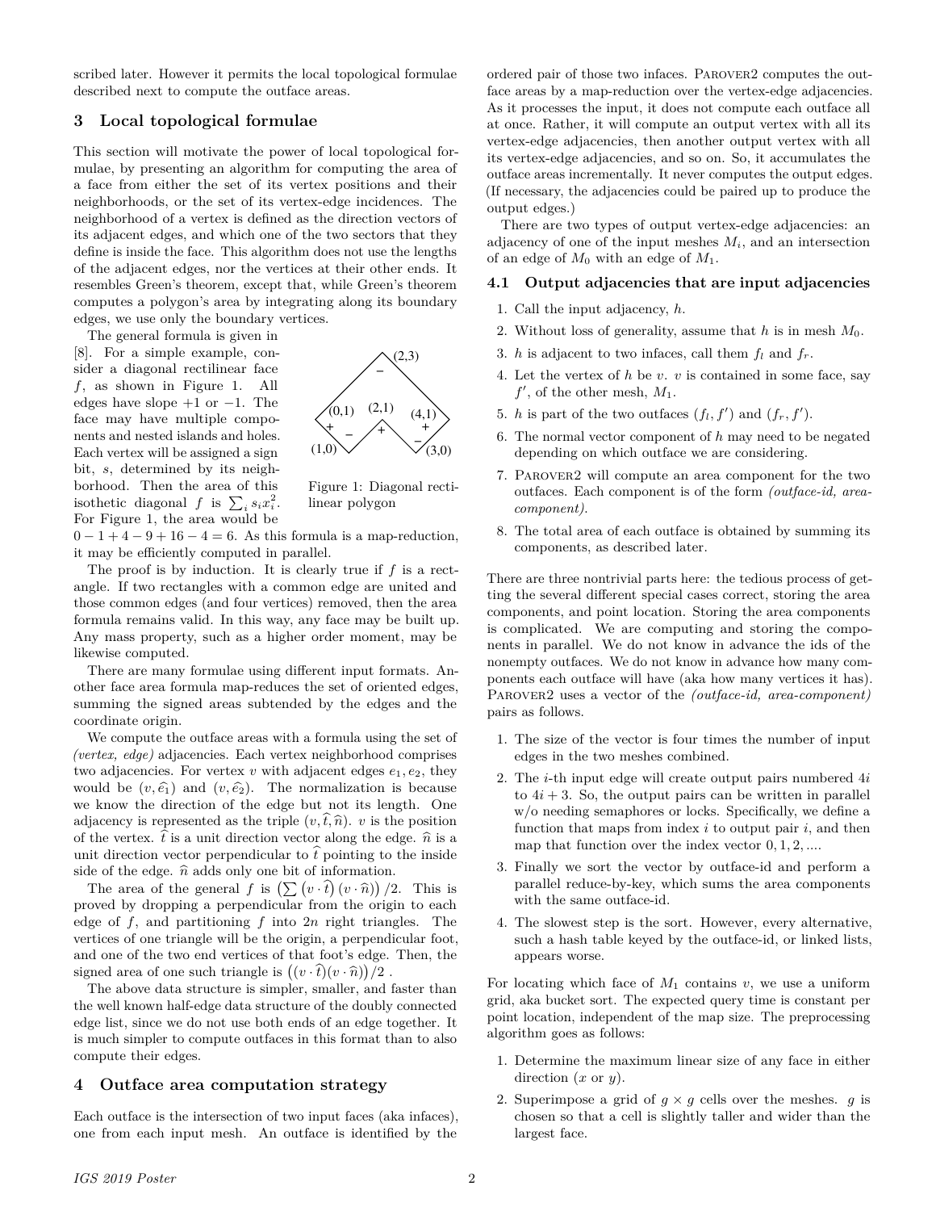scribed later. However it permits the local topological formulae described next to compute the outface areas.

## 3 Local topological formulae

This section will motivate the power of local topological formulae, by presenting an algorithm for computing the area of a face from either the set of its vertex positions and their neighborhoods, or the set of its vertex-edge incidences. The neighborhood of a vertex is defined as the direction vectors of its adjacent edges, and which one of the two sectors that they define is inside the face. This algorithm does not use the lengths of the adjacent edges, nor the vertices at their other ends. It resembles Green's theorem, except that, while Green's theorem computes a polygon's area by integrating along its boundary edges, we use only the boundary vertices.

The general formula is given in [8]. For a simple example, consider a diagonal rectilinear face $f$, as shown in Figure 1. All edges have slope $+1$ or $-1$. The face may have multiple components and nested islands and holes. Each vertex will be assigned a sign bit, $s$, determined by its neighborhood. Then the area of this isothetic diagonal $f$ is $\sum_i s_i x_i^2$. For Figure 1, the area would be $0 - 1 + 4 - 9 + 16 - 4 = 6$. As this formula is a map-reduction, it may be efficiently computed in parallel.

Figure 1: Diagonal rectilinear polygon

The proof is by induction. It is clearly true if $f$ is a rectangle. If two rectangles with a common edge are united and those common edges (and four vertices) removed, then the area formula remains valid. In this way, any face may be built up. Any mass property, such as a higher order moment, may be likewise computed.

There are many formulae using different input formats. Another face area formula map-reduces the set of oriented edges, summing the signed areas subtended by the edges and the coordinate origin.

We compute the outface areas with a formula using the set of *(vertex, edge)* adjacencies. Each vertex neighborhood comprises two adjacencies. For vertex $v$ with adjacent edges $e_1, e_2$, they would be $(v, \widehat{e_1})$ and $(v, \widehat{e_2})$. The normalization is because we know the direction of the edge but not its length. One adjacency is represented as the triple $(v, \widehat{t}, \widehat{n})$. $v$ is the position of the vertex. $\widehat{t}$ is a unit direction vector along the edge. $\widehat{n}$ is a unit direction vector perpendicular to $\widehat{t}$ pointing to the inside side of the edge. $\widehat{n}$ adds only one bit of information.

The area of the general $f$ is $\left(\sum \left(v \cdot \widehat{t}\right)\left(v \cdot \widehat{n}\right)\right)/2$. This is proved by dropping a perpendicular from the origin to each edge of $f$, and partitioning $f$ into $2n$ right triangles. The vertices of one triangle will be the origin, a perpendicular foot, and one of the two end vertices of that foot's edge. Then, the signed area of one such triangle is $\left((v \cdot \widehat{t})(v \cdot \widehat{n})\right)/2$ .

The above data structure is simpler, smaller, and faster than the well known half-edge data structure of the doubly connected edge list, since we do not use both ends of an edge together. It is much simpler to compute outfaces in this format than to also compute their edges.

## 4 Outface area computation strategy

Each outface is the intersection of two input faces (aka infaces), one from each input mesh. An outface is identified by the ordered pair of those two infaces. Parover2 computes the outface areas by a map-reduction over the vertex-edge adjacencies. As it processes the input, it does not compute each outface all at once. Rather, it will compute an output vertex with all its vertex-edge adjacencies, then another output vertex with all its vertex-edge adjacencies, and so on. So, it accumulates the outface areas incrementally. It never computes the output edges. (If necessary, the adjacencies could be paired up to produce the output edges.)

There are two types of output vertex-edge adjacencies: an adjacency of one of the input meshes $M_i$, and an intersection of an edge of $M_0$ with an edge of $M_1$.

### 4.1 Output adjacencies that are input adjacencies

1. Call the input adjacency, $h$.
2. Without loss of generality, assume that $h$ is in mesh $M_0$.
3. $h$ is adjacent to two infaces, call them $f_l$ and $f_r$.
4. Let the vertex of $h$ be $v$. $v$ is contained in some face, say $f'$, of the other mesh, $M_1$.
5. $h$ is part of the two outfaces $(f_l, f')$ and $(f_r, f')$.
6. The normal vector component of $h$ may need to be negated depending on which outface we are considering.
7. Parover2 will compute an area component for the two outfaces. Each component is of the form *(outface-id, area-component)*.
8. The total area of each outface is obtained by summing its components, as described later.

There are three nontrivial parts here: the tedious process of getting the several different special cases correct, storing the area components, and point location. Storing the area components is complicated. We are computing and storing the components in parallel. We do not know in advance the ids of the nonempty outfaces. We do not know in advance how many components each outface will have (aka how many vertices it has). Parover2 uses a vector of the *(outface-id, area-component)* pairs as follows.

1. The size of the vector is four times the number of input edges in the two meshes combined.
2. The $i$-th input edge will create output pairs numbered $4i$ to $4i+3$. So, the output pairs can be written in parallel w/o needing semaphores or locks. Specifically, we define a function that maps from index $i$ to output pair $i$, and then map that function over the index vector $0, 1, 2, \ldots$.
3. Finally we sort the vector by outface-id and perform a parallel reduce-by-key, which sums the area components with the same outface-id.
4. The slowest step is the sort. However, every alternative, such a hash table keyed by the outface-id, or linked lists, appears worse.

For locating which face of $M_1$ contains $v$, we use a uniform grid, aka bucket sort. The expected query time is constant per point location, independent of the map size. The preprocessing algorithm goes as follows:

1. Determine the maximum linear size of any face in either direction ($x$ or $y$).
2. Superimpose a grid of $g \times g$ cells over the meshes. $g$ is chosen so that a cell is slightly taller and wider than the largest face.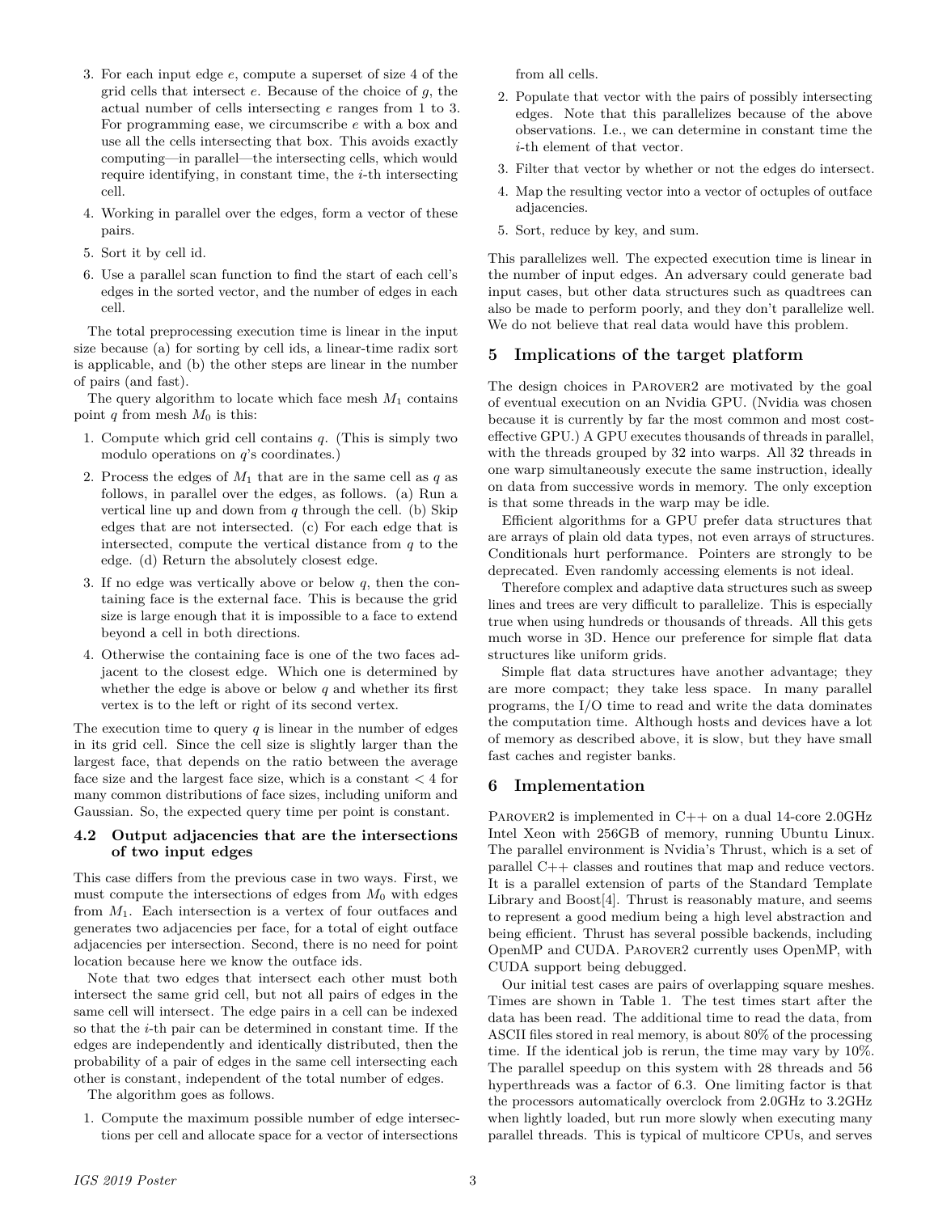3. For each input edge $e$, compute a superset of size 4 of the grid cells that intersect $e$. Because of the choice of $g$, the actual number of cells intersecting $e$ ranges from 1 to 3. For programming ease, we circumscribe $e$ with a box and use all the cells intersecting that box. This avoids exactly computing—in parallel—the intersecting cells, which would require identifying, in constant time, the $i$-th intersecting cell.
4. Working in parallel over the edges, form a vector of these pairs.
5. Sort it by cell id.
6. Use a parallel scan function to find the start of each cell's edges in the sorted vector, and the number of edges in each cell.

The total preprocessing execution time is linear in the input size because (a) for sorting by cell ids, a linear-time radix sort is applicable, and (b) the other steps are linear in the number of pairs (and fast).

The query algorithm to locate which face mesh $M_1$ contains point $q$ from mesh $M_0$ is this:

1. Compute which grid cell contains $q$. (This is simply two modulo operations on $q$'s coordinates.)
2. Process the edges of $M_1$ that are in the same cell as $q$ as follows, in parallel over the edges, as follows. (a) Run a vertical line up and down from $q$ through the cell. (b) Skip edges that are not intersected. (c) For each edge that is intersected, compute the vertical distance from $q$ to the edge. (d) Return the absolutely closest edge.
3. If no edge was vertically above or below $q$, then the containing face is the external face. This is because the grid size is large enough that it is impossible to a face to extend beyond a cell in both directions.
4. Otherwise the containing face is one of the two faces adjacent to the closest edge. Which one is determined by whether the edge is above or below $q$ and whether its first vertex is to the left or right of its second vertex.

The execution time to query $q$ is linear in the number of edges in its grid cell. Since the cell size is slightly larger than the largest face, that depends on the ratio between the average face size and the largest face size, which is a constant $< 4$ for many common distributions of face sizes, including uniform and Gaussian. So, the expected query time per point is constant.

### 4.2 Output adjacencies that are the intersections of two input edges

This case differs from the previous case in two ways. First, we must compute the intersections of edges from $M_0$ with edges from $M_1$. Each intersection is a vertex of four outfaces and generates two adjacencies per face, for a total of eight outface adjacencies per intersection. Second, there is no need for point location because here we know the outface ids.

Note that two edges that intersect each other must both intersect the same grid cell, but not all pairs of edges in the same cell will intersect. The edge pairs in a cell can be indexed so that the $i$-th pair can be determined in constant time. If the edges are independently and identically distributed, then the probability of a pair of edges in the same cell intersecting each other is constant, independent of the total number of edges.

The algorithm goes as follows.

1. Compute the maximum possible number of edge intersections per cell and allocate space for a vector of intersections from all cells.
2. Populate that vector with the pairs of possibly intersecting edges. Note that this parallelizes because of the above observations. I.e., we can determine in constant time the $i$-th element of that vector.
3. Filter that vector by whether or not the edges do intersect.
4. Map the resulting vector into a vector of octuples of outface adjacencies.
5. Sort, reduce by key, and sum.

This parallelizes well. The expected execution time is linear in the number of input edges. An adversary could generate bad input cases, but other data structures such as quadtrees can also be made to perform poorly, and they don't parallelize well. We do not believe that real data would have this problem.

## 5 Implications of the target platform

The design choices in PAROVER2 are motivated by the goal of eventual execution on an Nvidia GPU. (Nvidia was chosen because it is currently by far the most common and most cost-effective GPU.) A GPU executes thousands of threads in parallel, with the threads grouped by 32 into warps. All 32 threads in one warp simultaneously execute the same instruction, ideally on data from successive words in memory. The only exception is that some threads in the warp may be idle.

Efficient algorithms for a GPU prefer data structures that are arrays of plain old data types, not even arrays of structures. Conditionals hurt performance. Pointers are strongly to be deprecated. Even randomly accessing elements is not ideal.

Therefore complex and adaptive data structures such as sweep lines and trees are very difficult to parallelize. This is especially true when using hundreds or thousands of threads. All this gets much worse in 3D. Hence our preference for simple flat data structures like uniform grids.

Simple flat data structures have another advantage; they are more compact; they take less space. In many parallel programs, the I/O time to read and write the data dominates the computation time. Although hosts and devices have a lot of memory as described above, it is slow, but they have small fast caches and register banks.

## 6 Implementation

PAROVER2 is implemented in C++ on a dual 14-core 2.0GHz Intel Xeon with 256GB of memory, running Ubuntu Linux. The parallel environment is Nvidia's Thrust, which is a set of parallel C++ classes and routines that map and reduce vectors. It is a parallel extension of parts of the Standard Template Library and Boost[4]. Thrust is reasonably mature, and seems to represent a good medium being a high level abstraction and being efficient. Thrust has several possible backends, including OpenMP and CUDA. PAROVER2 currently uses OpenMP, with CUDA support being debugged.

Our initial test cases are pairs of overlapping square meshes. Times are shown in Table 1. The test times start after the data has been read. The additional time to read the data, from ASCII files stored in real memory, is about 80% of the processing time. If the identical job is rerun, the time may vary by 10%. The parallel speedup on this system with 28 threads and 56 hyperthreads was a factor of 6.3. One limiting factor is that the processors automatically overclock from 2.0GHz to 3.2GHz when lightly loaded, but run more slowly when executing many parallel threads. This is typical of multicore CPUs, and serves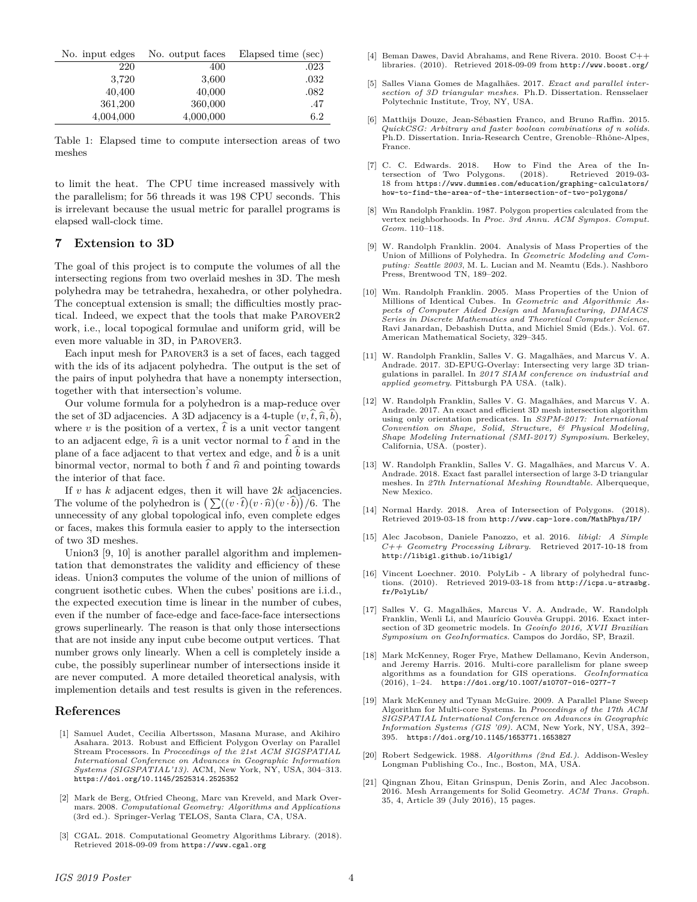| No. input edges | No. output faces | Elapsed time (sec) |
|---:|---:|---:|
| 220 | 400 | .023 |
| 3,720 | 3,600 | .032 |
| 40,400 | 40,000 | .082 |
| 361,200 | 360,000 | .47 |
| 4,004,000 | 4,000,000 | 6.2 |

Table 1: Elapsed time to compute intersection areas of two meshes

to limit the heat. The CPU time increased massively with the parallelism; for 56 threads it was 198 CPU seconds. This is irrelevant because the usual metric for parallel programs is elapsed wall-clock time.

## 7 Extension to 3D

The goal of this project is to compute the volumes of all the intersecting regions from two overlaid meshes in 3D. The mesh polyhedra may be tetrahedra, hexahedra, or other polyhedra. The conceptual extension is small; the difficulties mostly practical. Indeed, we expect that the tools that make PAROVER2 work, i.e., local topogical formulae and uniform grid, will be even more valuable in 3D, in PAROVER3.

Each input mesh for PAROVER3 is a set of faces, each tagged with the ids of its adjacent polyhedra. The output is the set of the pairs of input polyhedra that have a nonempty intersection, together with that intersection's volume.

Our volume formula for a polyhedron is a map-reduce over the set of 3D adjacencies. A 3D adjacency is a 4-tuple $(v, \widehat{t}, \widehat{n}, \widehat{b})$, where $v$ is the position of a vertex, $\widehat{t}$ is a unit vector tangent to an adjacent edge, $\widehat{n}$ is a unit vector normal to $\widehat{t}$ and in the plane of a face adjacent to that vertex and edge, and $\widehat{b}$ is a unit binormal vector, normal to both $\widehat{t}$ and $\widehat{n}$ and pointing towards the interior of that face.

If $v$ has $k$ adjacent edges, then it will have $2k$ adjacencies. The volume of the polyhedron is $\left(\sum((v\cdot\widehat{t})(v\cdot\widehat{n})(v\cdot\widehat{b})\right)/6$. The unnecessity of any global topological info, even complete edges or faces, makes this formula easier to apply to the intersection of two 3D meshes.

Union3 [9, 10] is another parallel algorithm and implementation that demonstrates the validity and efficiency of these ideas. Union3 computes the volume of the union of millions of congruent isothetic cubes. When the cubes' positions are i.i.d., the expected execution time is linear in the number of cubes, even if the number of face-edge and face-face-face intersections grows superlinearly. The reason is that only those intersections that are not inside any input cube become output vertices. That number grows only linearly. When a cell is completely inside a cube, the possibly superlinear number of intersections inside it are never computed. A more detailed theoretical analysis, with implemention details and test results is given in the references.

## References

[1] Samuel Audet, Cecilia Albertsson, Masana Murase, and Akihiro Asahara. 2013. Robust and Efficient Polygon Overlay on Parallel Stream Processors. In *Proceedings of the 21st ACM SIGSPATIAL International Conference on Advances in Geographic Information Systems (SIGSPATIAL'13)*. ACM, New York, NY, USA, 304–313. https://doi.org/10.1145/2525314.2525352

[2] Mark de Berg, Otfried Cheong, Marc van Kreveld, and Mark Overmars. 2008. *Computational Geometry: Algorithms and Applications* (3rd ed.). Springer-Verlag TELOS, Santa Clara, CA, USA.

[3] CGAL. 2018. Computational Geometry Algorithms Library. (2018). Retrieved 2018-09-09 from https://www.cgal.org

[4] Beman Dawes, David Abrahams, and Rene Rivera. 2010. Boost C++ libraries. (2010). Retrieved 2018-09-09 from http://www.boost.org/

[5] Salles Viana Gomes de Magalhães. 2017. *Exact and parallel intersection of 3D triangular meshes.* Ph.D. Dissertation. Rensselaer Polytechnic Institute, Troy, NY, USA.

[6] Matthijs Douze, Jean-Sébastien Franco, and Bruno Raffin. 2015. *QuickCSG: Arbitrary and faster boolean combinations of n solids.* Ph.D. Dissertation. Inria-Research Centre, Grenoble–Rhône-Alpes, France.

[7] C. C. Edwards. 2018. How to Find the Area of the Intersection of Two Polygons. (2018). Retrieved 2019-03-18 from https://www.dummies.com/education/graphing-calculators/how-to-find-the-area-of-the-intersection-of-two-polygons/

[8] Wm Randolph Franklin. 1987. Polygon properties calculated from the vertex neighborhoods. In *Proc. 3rd Annu. ACM Sympos. Comput. Geom.* 110–118.

[9] W. Randolph Franklin. 2004. Analysis of Mass Properties of the Union of Millions of Polyhedra. In *Geometric Modeling and Computing: Seattle 2003*, M. L. Lucian and M. Neamtu (Eds.). Nashboro Press, Brentwood TN, 189–202.

[10] Wm. Randolph Franklin. 2005. Mass Properties of the Union of Millions of Identical Cubes. In *Geometric and Algorithmic Aspects of Computer Aided Design and Manufacturing, DIMACS Series in Discrete Mathematics and Theoretical Computer Science*, Ravi Janardan, Debashish Dutta, and Michiel Smid (Eds.). Vol. 67. American Mathematical Society, 329–345.

[11] W. Randolph Franklin, Salles V. G. Magalhães, and Marcus V. A. Andrade. 2017. 3D-EPUG-Overlay: Intersecting very large 3D triangulations in parallel. In *2017 SIAM conference on industrial and applied geometry*. Pittsburgh PA USA. (talk).

[12] W. Randolph Franklin, Salles V. G. Magalhães, and Marcus V. A. Andrade. 2017. An exact and efficient 3D mesh intersection algorithm using only orientation predicates. In *S3PM-2017: International Convention on Shape, Solid, Structure, & Physical Modeling, Shape Modeling International (SMI-2017) Symposium*. Berkeley, California, USA. (poster).

[13] W. Randolph Franklin, Salles V. G. Magalhães, and Marcus V. A. Andrade. 2018. Exact fast parallel intersection of large 3-D triangular meshes. In *27th International Meshing Roundtable*. Alberqueque, New Mexico.

[14] Normal Hardy. 2018. Area of Intersection of Polygons. (2018). Retrieved 2019-03-18 from http://www.cap-lore.com/MathPhys/IP/

[15] Alec Jacobson, Daniele Panozzo, et al. 2016. *libigl: A Simple C++ Geometry Processing Library.* Retrieved 2017-10-18 from http://libigl.github.io/libigl/

[16] Vincent Loechner. 2010. PolyLib - A library of polyhedral functions. (2010). Retrieved 2019-03-18 from http://icps.u-strasbg.fr/PolyLib/

[17] Salles V. G. Magalhães, Marcus V. A. Andrade, W. Randolph Franklin, Wenli Li, and Maurício Gouvêa Gruppi. 2016. Exact intersection of 3D geometric models. In *Geoinfo 2016, XVII Brazilian Symposium on GeoInformatics*. Campos do Jordão, SP, Brazil.

[18] Mark McKenney, Roger Frye, Mathew Dellamano, Kevin Anderson, and Jeremy Harris. 2016. Multi-core parallelism for plane sweep algorithms as a foundation for GIS operations. *GeoInformatica* (2016), 1–24. https://doi.org/10.1007/s10707-016-0277-7

[19] Mark McKenney and Tynan McGuire. 2009. A Parallel Plane Sweep Algorithm for Multi-core Systems. In *Proceedings of the 17th ACM SIGSPATIAL International Conference on Advances in Geographic Information Systems (GIS '09)*. ACM, New York, NY, USA, 392–395. https://doi.org/10.1145/1653771.1653827

[20] Robert Sedgewick. 1988. *Algorithms (2nd Ed.).* Addison-Wesley Longman Publishing Co., Inc., Boston, MA, USA.

[21] Qingnan Zhou, Eitan Grinspun, Denis Zorin, and Alec Jacobson. 2016. Mesh Arrangements for Solid Geometry. *ACM Trans. Graph.* 35, 4, Article 39 (July 2016), 15 pages.